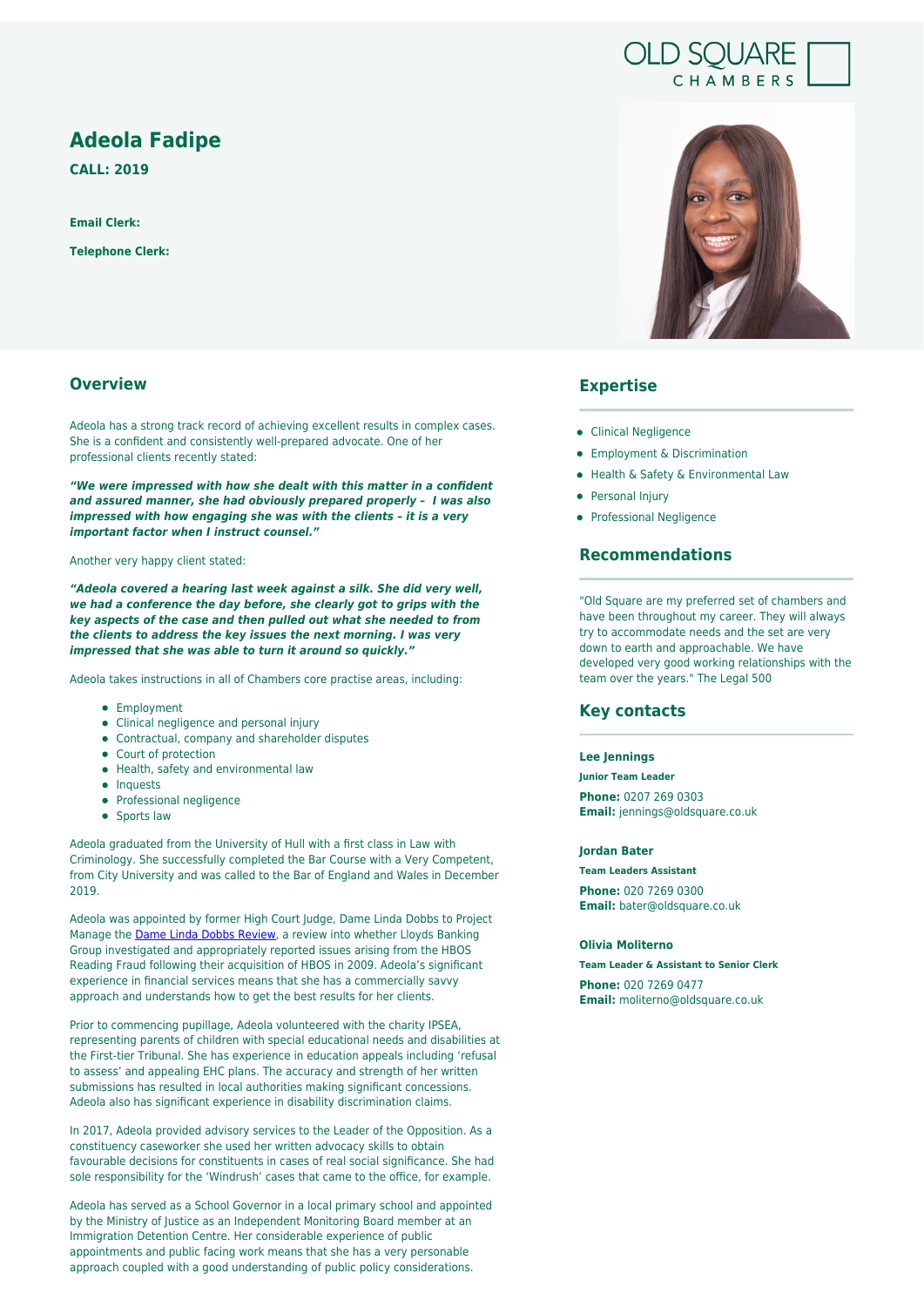OLD SQUARE CHAMBERS

# Adeola Fadipe

**CALL: 2019**

**Email Clerk:**

**Telephone Clerk:**

## Overview

Adeola has a strong track record of achieving excellent results in complex cases. She is a confident and consistently well-prepared advocate. One of her professional clients recently stated:

***"We were impressed with how she dealt with this matter in a confident and assured manner, she had obviously prepared properly – I was also impressed with how engaging she was with the clients - it is a very important factor when I instruct counsel."***

Another very happy client stated:

***"Adeola covered a hearing last week against a silk. She did very well, we had a conference the day before, she clearly got to grips with the key aspects of the case and then pulled out what she needed to from the clients to address the key issues the next morning. I was very impressed that she was able to turn it around so quickly."***

Adeola takes instructions in all of Chambers core practise areas, including:

- Employment
- Clinical negligence and personal injury
- Contractual, company and shareholder disputes
- Court of protection
- Health, safety and environmental law
- Inquests
- Professional negligence
- Sports law

Adeola graduated from the University of Hull with a first class in Law with Criminology. She successfully completed the Bar Course with a Very Competent, from City University and was called to the Bar of England and Wales in December 2019.

Adeola was appointed by former High Court Judge, Dame Linda Dobbs to Project Manage the Dame Linda Dobbs Review, a review into whether Lloyds Banking Group investigated and appropriately reported issues arising from the HBOS Reading Fraud following their acquisition of HBOS in 2009. Adeola's significant experience in financial services means that she has a commercially savvy approach and understands how to get the best results for her clients.

Prior to commencing pupillage, Adeola volunteered with the charity IPSEA, representing parents of children with special educational needs and disabilities at the First-tier Tribunal. She has experience in education appeals including 'refusal to assess' and appealing EHC plans. The accuracy and strength of her written submissions has resulted in local authorities making significant concessions. Adeola also has significant experience in disability discrimination claims.

In 2017, Adeola provided advisory services to the Leader of the Opposition. As a constituency caseworker she used her written advocacy skills to obtain favourable decisions for constituents in cases of real social significance. She had sole responsibility for the 'Windrush' cases that came to the office, for example.

Adeola has served as a School Governor in a local primary school and appointed by the Ministry of Justice as an Independent Monitoring Board member at an Immigration Detention Centre. Her considerable experience of public appointments and public facing work means that she has a very personable approach coupled with a good understanding of public policy considerations.

## Expertise

- Clinical Negligence
- Employment & Discrimination
- Health & Safety & Environmental Law
- Personal Injury
- Professional Negligence

## Recommendations

"Old Square are my preferred set of chambers and have been throughout my career. They will always try to accommodate needs and the set are very down to earth and approachable. We have developed very good working relationships with the team over the years." The Legal 500

## Key contacts

**Lee Jennings**

**Junior Team Leader**

**Phone:** 0207 269 0303
**Email:** jennings@oldsquare.co.uk

**Jordan Bater**

**Team Leaders Assistant**

**Phone:** 020 7269 0300
**Email:** bater@oldsquare.co.uk

**Olivia Moliterno**

**Team Leader & Assistant to Senior Clerk**

**Phone:** 020 7269 0477
**Email:** moliterno@oldsquare.co.uk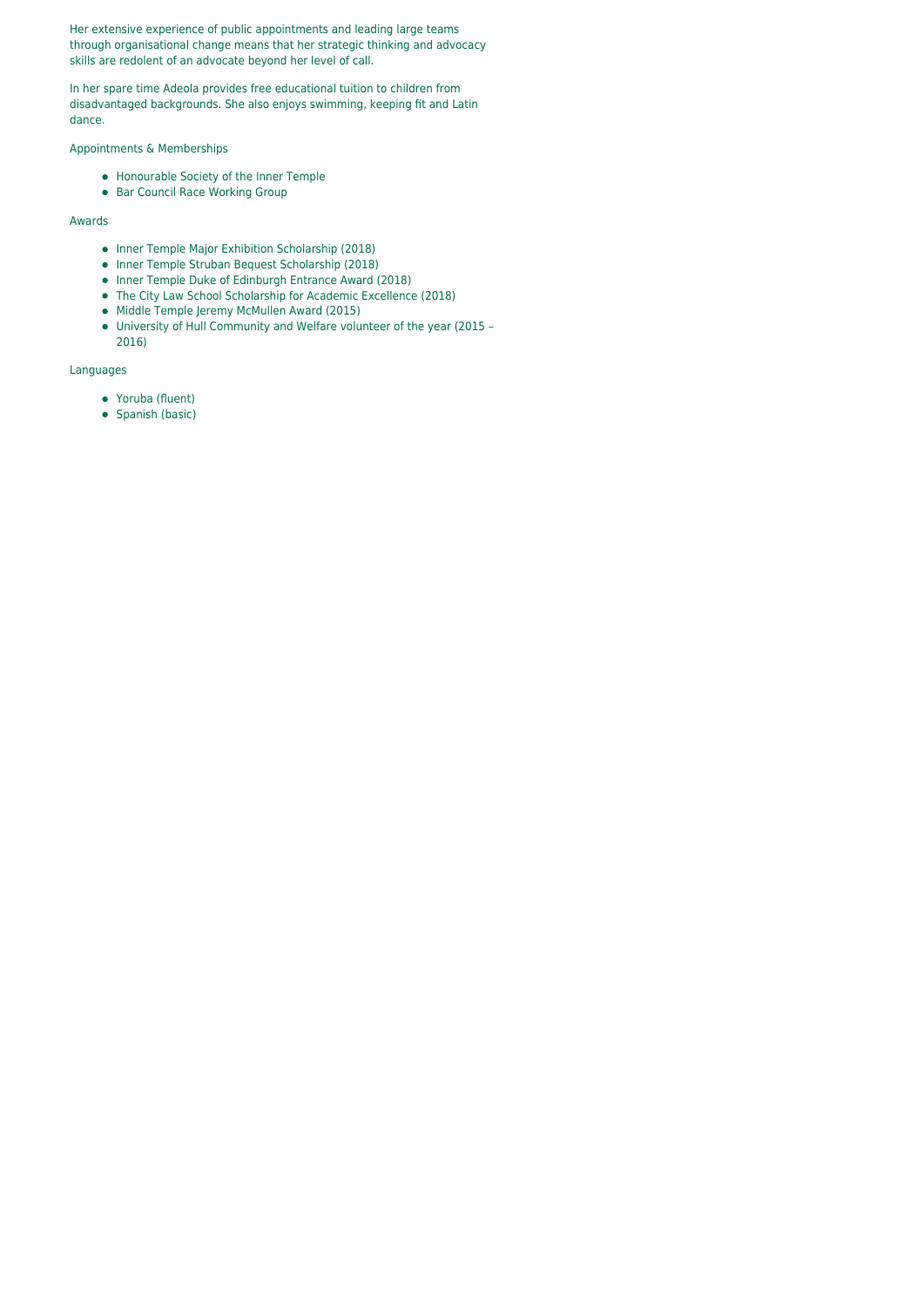Her extensive experience of public appointments and leading large teams through organisational change means that her strategic thinking and advocacy skills are redolent of an advocate beyond her level of call.

In her spare time Adeola provides free educational tuition to children from disadvantaged backgrounds. She also enjoys swimming, keeping fit and Latin dance.

Appointments & Memberships

- Honourable Society of the Inner Temple
- Bar Council Race Working Group

Awards

- Inner Temple Major Exhibition Scholarship (2018)
- Inner Temple Struban Bequest Scholarship (2018)
- Inner Temple Duke of Edinburgh Entrance Award (2018)
- The City Law School Scholarship for Academic Excellence (2018)
- Middle Temple Jeremy McMullen Award (2015)
- University of Hull Community and Welfare volunteer of the year (2015 – 2016)

Languages

- Yoruba (fluent)
- Spanish (basic)